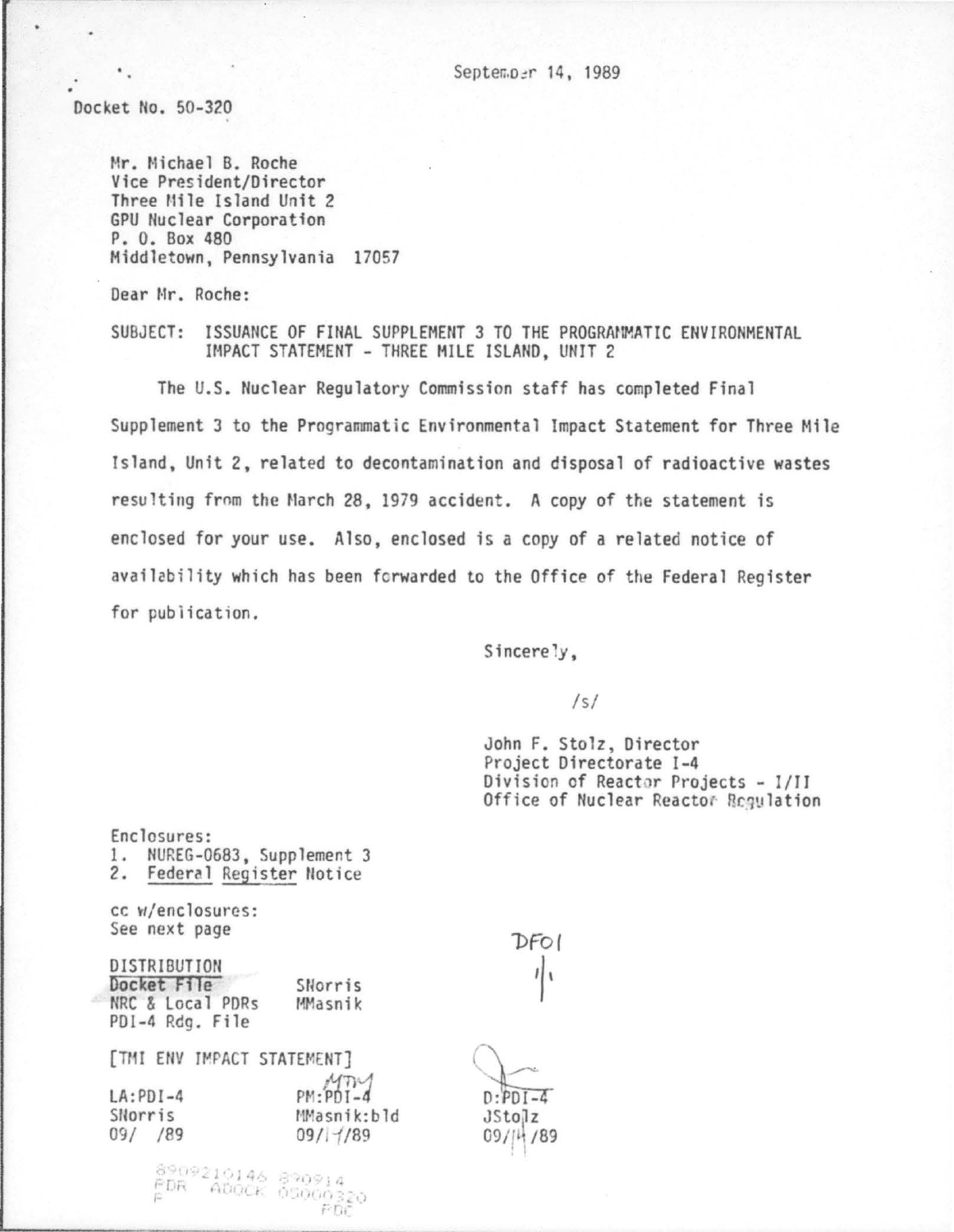September 14, 1989

Docket No. 50-320

Mr. Michael B. Roche
Vice President/Director
Three Mile Island Unit 2
GPU Nuclear Corporation
P. O. Box 480
Middletown, Pennsylvania 17057

Dear Mr. Roche:

SUBJECT: ISSUANCE OF FINAL SUPPLEMENT 3 TO THE PROGRAMMATIC ENVIRONMENTAL IMPACT STATEMENT - THREE MILE ISLAND, UNIT 2

The U.S. Nuclear Regulatory Commission staff has completed Final Supplement 3 to the Programmatic Environmental Impact Statement for Three Mile Island, Unit 2, related to decontamination and disposal of radioactive wastes resulting from the March 28, 1979 accident. A copy of the statement is enclosed for your use. Also, enclosed is a copy of a related notice of availability which has been forwarded to the Office of the Federal Register for publication.

Sincerely,

/s/

John F. Stolz, Director
Project Directorate I-4
Division of Reactor Projects - I/II
Office of Nuclear Reactor Regulation

Enclosures:
1. NUREG-0683, Supplement 3
2. Federal Register Notice

cc w/enclosures:
See next page

DFO1

DISTRIBUTION
Docket File
NRC & Local PDRs
PDI-4 Rdg. File
SNorris
MMasnik

[TMI ENV IMPACT STATEMENT]

| LA:PDI-4 | PM:PDI-4 | D:PDI-4 |
|---|---|---|
| SNorris | MMasnik:bld | JStolz |
| 09/ /89 | 09/14/89 | 09/14/89 |

8909210146 890914
PDR ADOCK 05000320
P PDC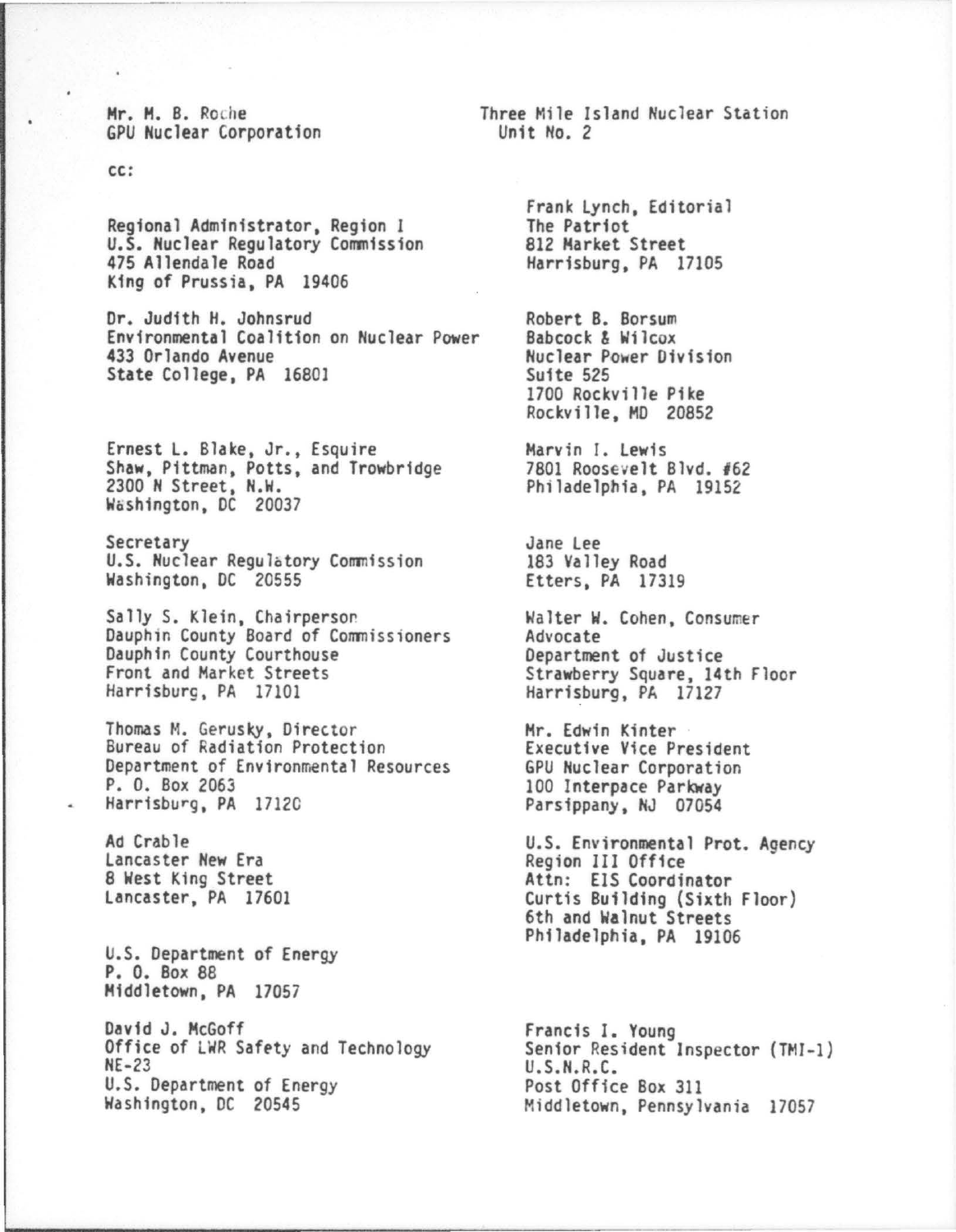Mr. M. B. Roche
GPU Nuclear Corporation

Three Mile Island Nuclear Station
Unit No. 2

cc:

Regional Administrator, Region I
U.S. Nuclear Regulatory Commission
475 Allendale Road
King of Prussia, PA 19406

Dr. Judith H. Johnsrud
Environmental Coalition on Nuclear Power
433 Orlando Avenue
State College, PA 16801

Ernest L. Blake, Jr., Esquire
Shaw, Pittman, Potts, and Trowbridge
2300 N Street, N.W.
Washington, DC 20037

Secretary
U.S. Nuclear Regulatory Commission
Washington, DC 20555

Sally S. Klein, Chairperson
Dauphin County Board of Commissioners
Dauphin County Courthouse
Front and Market Streets
Harrisburg, PA 17101

Thomas M. Gerusky, Director
Bureau of Radiation Protection
Department of Environmental Resources
P. O. Box 2063
Harrisburg, PA 17120

Ad Crable
Lancaster New Era
8 West King Street
Lancaster, PA 17601

U.S. Department of Energy
P. O. Box 88
Middletown, PA 17057

David J. McGoff
Office of LWR Safety and Technology
NE-23
U.S. Department of Energy
Washington, DC 20545

Frank Lynch, Editorial
The Patriot
812 Market Street
Harrisburg, PA 17105

Robert B. Borsum
Babcock & Wilcox
Nuclear Power Division
Suite 525
1700 Rockville Pike
Rockville, MD 20852

Marvin I. Lewis
7801 Roosevelt Blvd. #62
Philadelphia, PA 19152

Jane Lee
183 Valley Road
Etters, PA 17319

Walter W. Cohen, Consumer
Advocate
Department of Justice
Strawberry Square, 14th Floor
Harrisburg, PA 17127

Mr. Edwin Kinter
Executive Vice President
GPU Nuclear Corporation
100 Interpace Parkway
Parsippany, NJ 07054

U.S. Environmental Prot. Agency
Region III Office
Attn: EIS Coordinator
Curtis Building (Sixth Floor)
6th and Walnut Streets
Philadelphia, PA 19106

Francis I. Young
Senior Resident Inspector (TMI-1)
U.S.N.R.C.
Post Office Box 311
Middletown, Pennsylvania 17057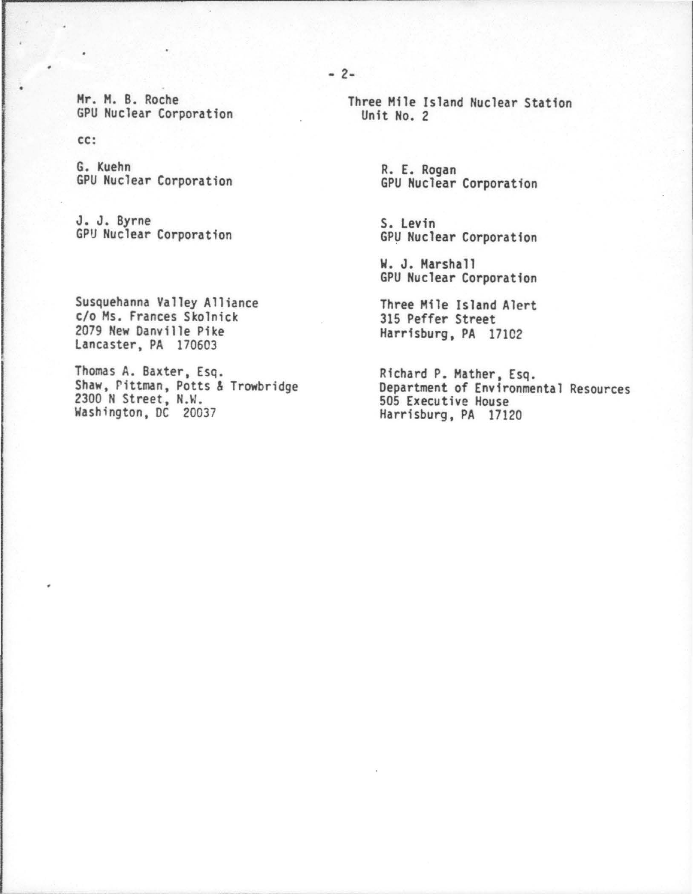Mr. M. B. Roche
GPU Nuclear Corporation

Three Mile Island Nuclear Station
Unit No. 2

cc:

G. Kuehn
GPU Nuclear Corporation

J. J. Byrne
GPU Nuclear Corporation

Susquehanna Valley Alliance
c/o Ms. Frances Skolnick
2079 New Danville Pike
Lancaster, PA 170603

Thomas A. Baxter, Esq.
Shaw, Pittman, Potts & Trowbridge
2300 N Street, N.W.
Washington, DC 20037

R. E. Rogan
GPU Nuclear Corporation

S. Levin
GPU Nuclear Corporation

W. J. Marshall
GPU Nuclear Corporation

Three Mile Island Alert
315 Peffer Street
Harrisburg, PA 17102

Richard P. Mather, Esq.
Department of Environmental Resources
505 Executive House
Harrisburg, PA 17120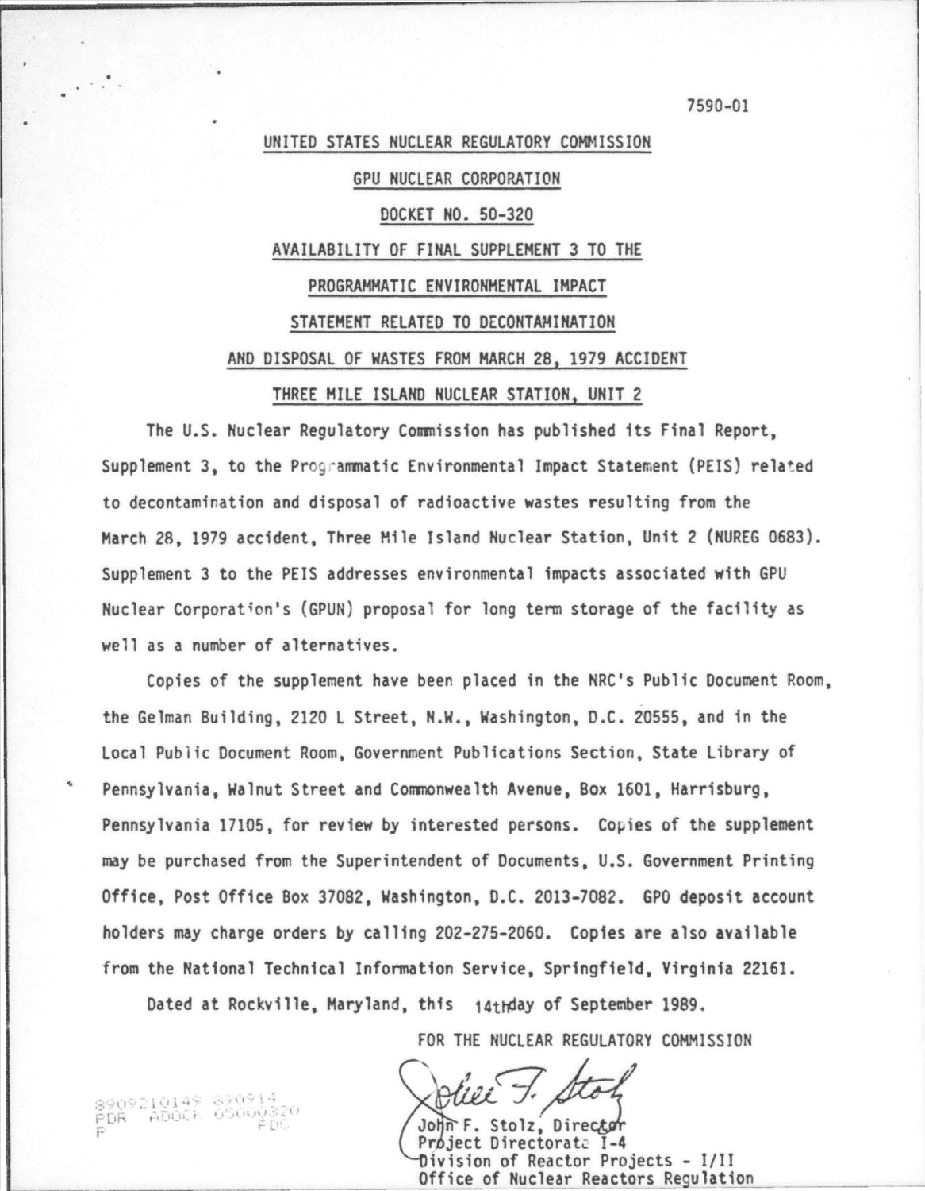7590-01

UNITED STATES NUCLEAR REGULATORY COMMISSION

GPU NUCLEAR CORPORATION

DOCKET NO. 50-320

AVAILABILITY OF FINAL SUPPLEMENT 3 TO THE

PROGRAMMATIC ENVIRONMENTAL IMPACT

STATEMENT RELATED TO DECONTAMINATION

AND DISPOSAL OF WASTES FROM MARCH 28, 1979 ACCIDENT

THREE MILE ISLAND NUCLEAR STATION, UNIT 2

The U.S. Nuclear Regulatory Commission has published its Final Report, Supplement 3, to the Programmatic Environmental Impact Statement (PEIS) related to decontamination and disposal of radioactive wastes resulting from the March 28, 1979 accident, Three Mile Island Nuclear Station, Unit 2 (NUREG 0683). Supplement 3 to the PEIS addresses environmental impacts associated with GPU Nuclear Corporation's (GPUN) proposal for long term storage of the facility as well as a number of alternatives.

Copies of the supplement have been placed in the NRC's Public Document Room, the Gelman Building, 2120 L Street, N.W., Washington, D.C. 20555, and in the Local Public Document Room, Government Publications Section, State Library of Pennsylvania, Walnut Street and Commonwealth Avenue, Box 1601, Harrisburg, Pennsylvania 17105, for review by interested persons. Copies of the supplement may be purchased from the Superintendent of Documents, U.S. Government Printing Office, Post Office Box 37082, Washington, D.C. 2013-7082. GPO deposit account holders may charge orders by calling 202-275-2060. Copies are also available from the National Technical Information Service, Springfield, Virginia 22161.

Dated at Rockville, Maryland, this 14th day of September 1989.

FOR THE NUCLEAR REGULATORY COMMISSION

John F. Stolz, Director
Project Directorate I-4
Division of Reactor Projects - I/II
Office of Nuclear Reactors Regulation

8909210149 890914
PDR ADOCK 05000320
P PDC